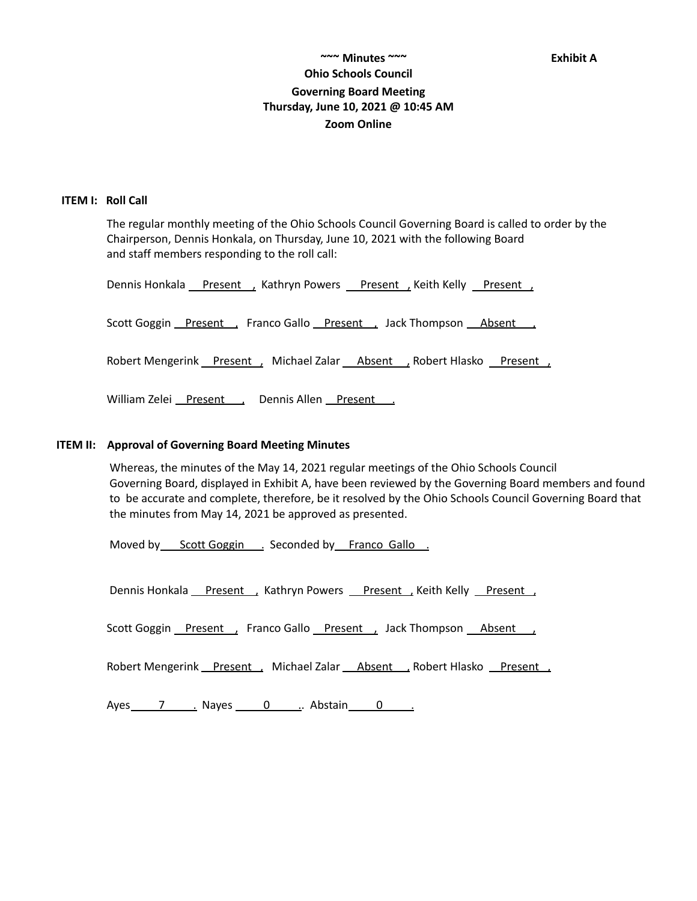~~~ Minutes ~~~ **Exhibit A**

**Ohio Schools Council**

**Governing Board Meeting**

**Thursday, June 10, 2021 @ 10:45 AM**

**Zoom Online**

**ITEM I: Roll Call**

The regular monthly meeting of the Ohio Schools Council Governing Board is called to order by the Chairperson, Dennis Honkala, on Thursday, June 10, 2021 with the following Board and staff members responding to the roll call:

Dennis Honkala Present , Kathryn Powers Present , Keith Kelly Present ,

Scott Goggin Present , Franco Gallo Present , Jack Thompson Absent ,

Robert Mengerink Present , Michael Zalar Absent , Robert Hlasko Present ,

William Zelei Present , Dennis Allen Present .

**ITEM II: Approval of Governing Board Meeting Minutes**

Whereas, the minutes of the May 14, 2021 regular meetings of the Ohio Schools Council Governing Board, displayed in Exhibit A, have been reviewed by the Governing Board members and found to be accurate and complete, therefore, be it resolved by the Ohio Schools Council Governing Board that the minutes from May 14, 2021 be approved as presented.

Moved by Scott Goggin . Seconded by Franco Gallo .

Dennis Honkala Present , Kathryn Powers Present , Keith Kelly Present ,

Scott Goggin Present , Franco Gallo Present , Jack Thompson Absent ,

Robert Mengerink Present , Michael Zalar Absent , Robert Hlasko Present ,

Ayes 7 . Nayes 0 .. Abstain 0 .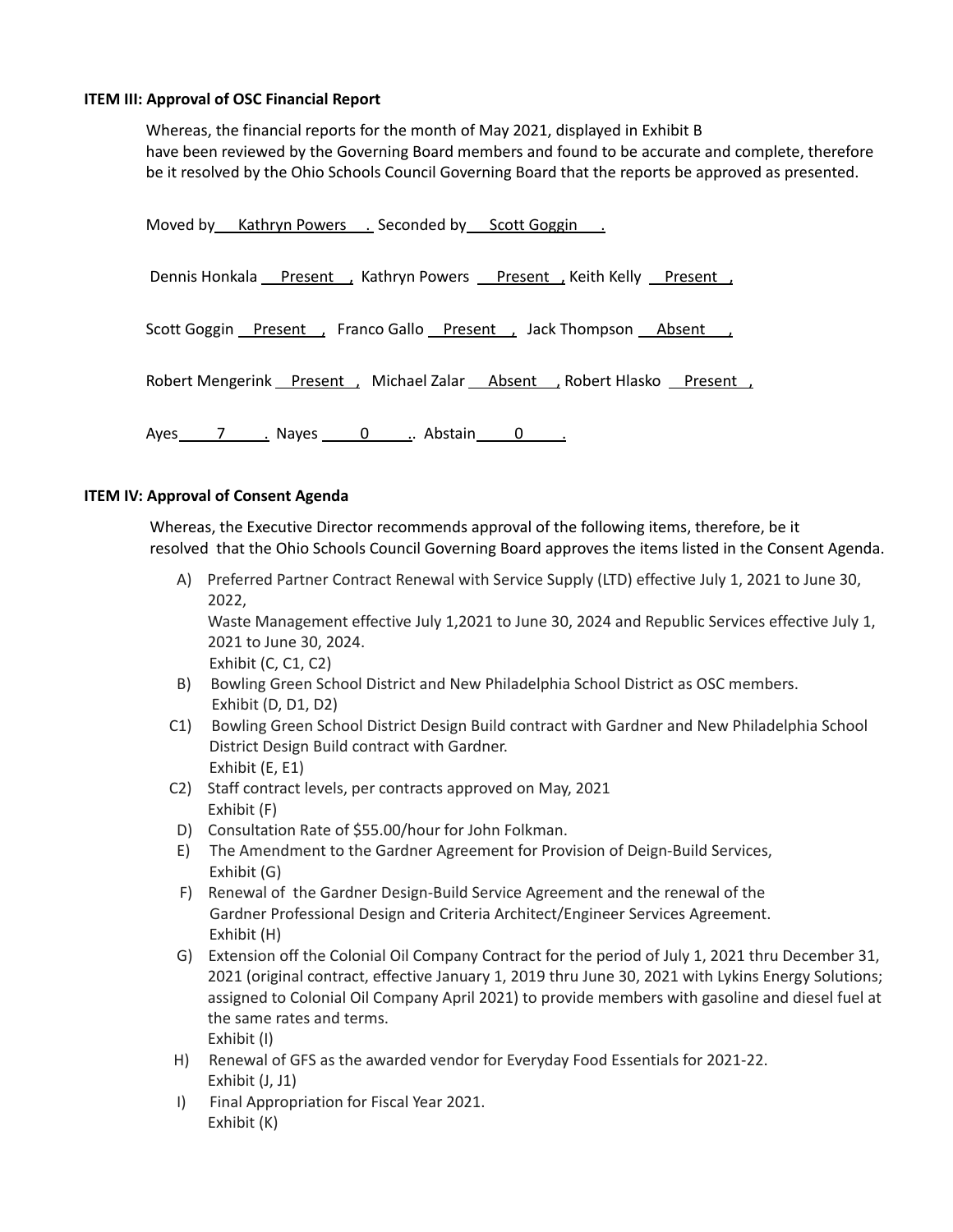**ITEM III: Approval of OSC Financial Report**

Whereas, the financial reports for the month of May 2021, displayed in Exhibit B have been reviewed by the Governing Board members and found to be accurate and complete, therefore be it resolved by the Ohio Schools Council Governing Board that the reports be approved as presented.

Moved by Kathryn Powers . Seconded by Scott Goggin .

Dennis Honkala Present , Kathryn Powers Present , Keith Kelly Present ,

Scott Goggin Present , Franco Gallo Present , Jack Thompson Absent ,

Robert Mengerink Present , Michael Zalar Absent , Robert Hlasko Present ,

Ayes 7 . Nayes 0 .. Abstain 0 .

**ITEM IV: Approval of Consent Agenda**

Whereas, the Executive Director recommends approval of the following items, therefore, be it resolved that the Ohio Schools Council Governing Board approves the items listed in the Consent Agenda.

A) Preferred Partner Contract Renewal with Service Supply (LTD) effective July 1, 2021 to June 30, 2022,
Waste Management effective July 1,2021 to June 30, 2024 and Republic Services effective July 1, 2021 to June 30, 2024.
Exhibit (C, C1, C2)

B) Bowling Green School District and New Philadelphia School District as OSC members.
Exhibit (D, D1, D2)

C1) Bowling Green School District Design Build contract with Gardner and New Philadelphia School District Design Build contract with Gardner.
Exhibit (E, E1)

C2) Staff contract levels, per contracts approved on May, 2021
Exhibit (F)

D) Consultation Rate of $55.00/hour for John Folkman.

E) The Amendment to the Gardner Agreement for Provision of Deign-Build Services,
Exhibit (G)

F) Renewal of the Gardner Design-Build Service Agreement and the renewal of the Gardner Professional Design and Criteria Architect/Engineer Services Agreement.
Exhibit (H)

G) Extension off the Colonial Oil Company Contract for the period of July 1, 2021 thru December 31, 2021 (original contract, effective January 1, 2019 thru June 30, 2021 with Lykins Energy Solutions; assigned to Colonial Oil Company April 2021) to provide members with gasoline and diesel fuel at the same rates and terms.
Exhibit (I)

H) Renewal of GFS as the awarded vendor for Everyday Food Essentials for 2021-22.
Exhibit (J, J1)

I) Final Appropriation for Fiscal Year 2021.
Exhibit (K)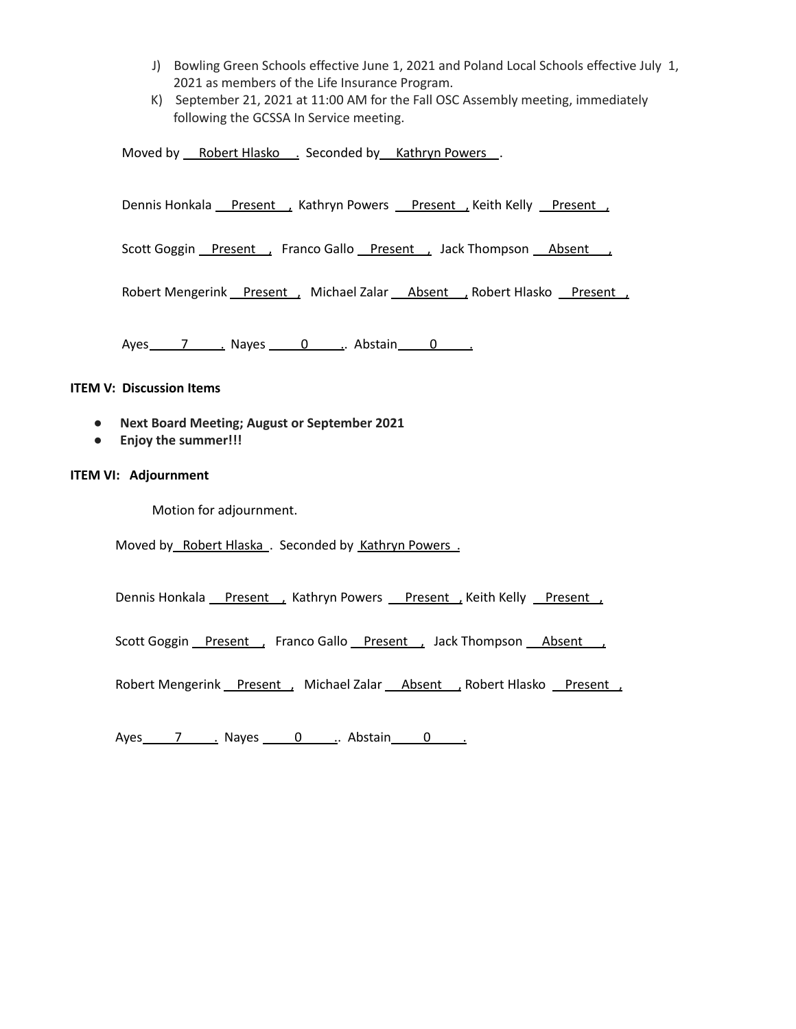J) Bowling Green Schools effective June 1, 2021 and Poland Local Schools effective July 1, 2021 as members of the Life Insurance Program.

K) September 21, 2021 at 11:00 AM for the Fall OSC Assembly meeting, immediately following the GCSSA In Service meeting.

Moved by Robert Hlasko . Seconded by Kathryn Powers .

Dennis Honkala Present , Kathryn Powers Present , Keith Kelly Present ,

Scott Goggin Present , Franco Gallo Present , Jack Thompson Absent ,

Robert Mengerink Present , Michael Zalar Absent , Robert Hlasko Present ,

Ayes 7 . Nayes 0 .. Abstain 0 .

**ITEM V: Discussion Items**

- **Next Board Meeting; August or September 2021**
- **Enjoy the summer!!!**

**ITEM VI: Adjournment**

Motion for adjournment.

Moved by Robert Hlaska . Seconded by Kathryn Powers .

Dennis Honkala Present , Kathryn Powers Present , Keith Kelly Present ,

Scott Goggin Present , Franco Gallo Present , Jack Thompson Absent ,

Robert Mengerink Present , Michael Zalar Absent , Robert Hlasko Present ,

Ayes 7 . Nayes 0 .. Abstain 0 .